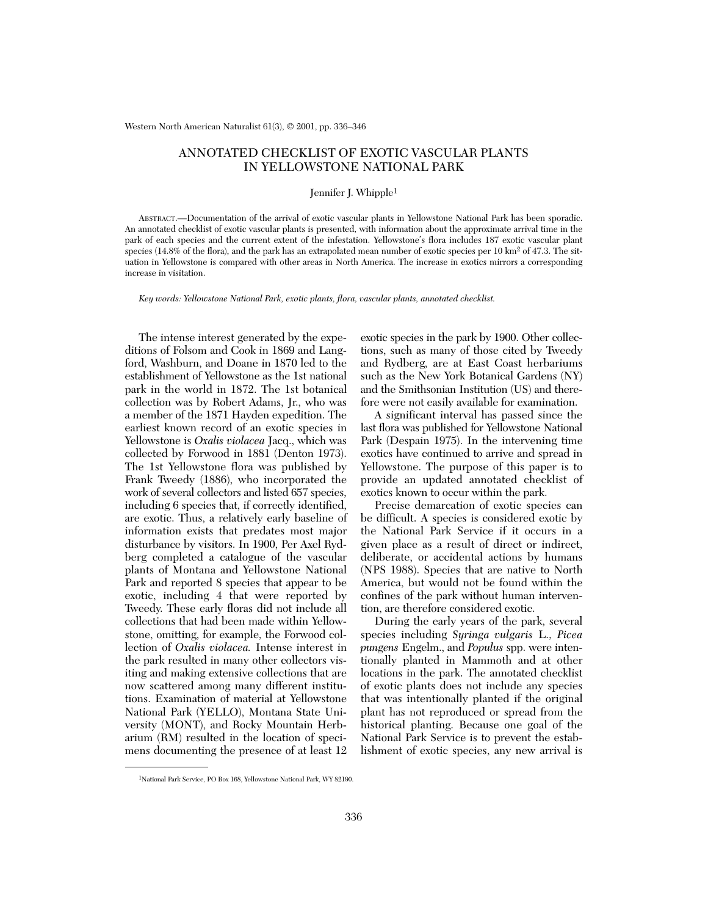# ANNOTATED CHECKLIST OF EXOTIC VASCULAR PLANTS IN YELLOWSTONE NATIONAL PARK

Jennifer J. Whipple[1]

ABSTRACT.—Documentation of the arrival of exotic vascular plants in Yellowstone National Park has been sporadic. An annotated checklist of exotic vascular plants is presented, with information about the approximate arrival time in the park of each species and the current extent of the infestation. Yellowstone's flora includes 187 exotic vascular plant species (14.8% of the flora), and the park has an extrapolated mean number of exotic species per 10 km$^2$ of 47.3. The situation in Yellowstone is compared with other areas in North America. The increase in exotics mirrors a corresponding increase in visitation.

*Key words: Yellowstone National Park, exotic plants, flora, vascular plants, annotated checklist.*

The intense interest generated by the expeditions of Folsom and Cook in 1869 and Langford, Washburn, and Doane in 1870 led to the establishment of Yellowstone as the 1st national park in the world in 1872. The 1st botanical collection was by Robert Adams, Jr., who was a member of the 1871 Hayden expedition. The earliest known record of an exotic species in Yellowstone is *Oxalis violacea* Jacq., which was collected by Forwood in 1881 (Denton 1973). The 1st Yellowstone flora was published by Frank Tweedy (1886), who incorporated the work of several collectors and listed 657 species, including 6 species that, if correctly identified, are exotic. Thus, a relatively early baseline of information exists that predates most major disturbance by visitors. In 1900, Per Axel Rydberg completed a catalogue of the vascular plants of Montana and Yellowstone National Park and reported 8 species that appear to be exotic, including 4 that were reported by Tweedy. These early floras did not include all collections that had been made within Yellowstone, omitting, for example, the Forwood collection of *Oxalis violacea.* Intense interest in the park resulted in many other collectors visiting and making extensive collections that are now scattered among many different institutions. Examination of material at Yellowstone National Park (YELLO), Montana State University (MONT), and Rocky Mountain Herbarium (RM) resulted in the location of specimens documenting the presence of at least 12 exotic species in the park by 1900. Other collections, such as many of those cited by Tweedy and Rydberg, are at East Coast herbariums such as the New York Botanical Gardens (NY) and the Smithsonian Institution (US) and therefore were not easily available for examination.

A significant interval has passed since the last flora was published for Yellowstone National Park (Despain 1975). In the intervening time exotics have continued to arrive and spread in Yellowstone. The purpose of this paper is to provide an updated annotated checklist of exotics known to occur within the park.

Precise demarcation of exotic species can be difficult. A species is considered exotic by the National Park Service if it occurs in a given place as a result of direct or indirect, deliberate, or accidental actions by humans (NPS 1988). Species that are native to North America, but would not be found within the confines of the park without human intervention, are therefore considered exotic.

During the early years of the park, several species including *Syringa vulgaris* L., *Picea pungens* Engelm., and *Populus* spp. were intentionally planted in Mammoth and at other locations in the park. The annotated checklist of exotic plants does not include any species that was intentionally planted if the original plant has not reproduced or spread from the historical planting. Because one goal of the National Park Service is to prevent the establishment of exotic species, any new arrival is

[1]National Park Service, PO Box 168, Yellowstone National Park, WY 82190.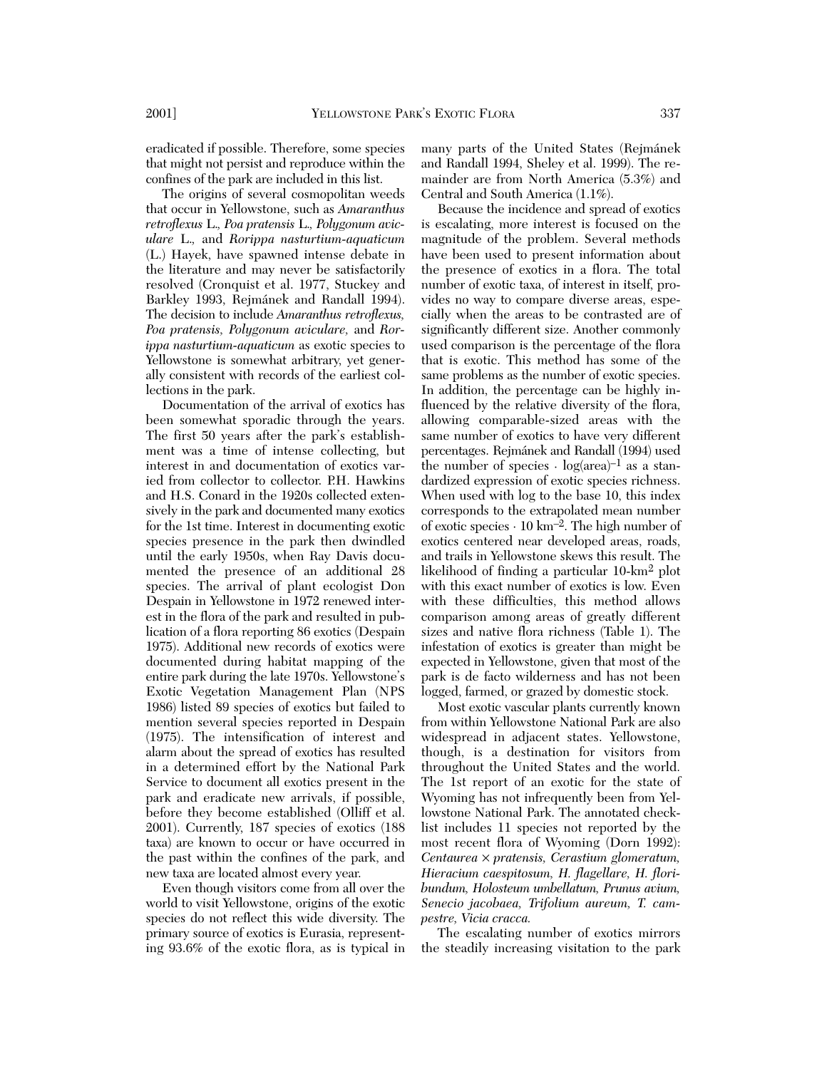eradicated if possible. Therefore, some species that might not persist and reproduce within the confines of the park are included in this list.

The origins of several cosmopolitan weeds that occur in Yellowstone, such as *Amaranthus retroflexus* L., *Poa pratensis* L., *Polygonum aviculare* L., and *Rorippa nasturtium-aquaticum* (L.) Hayek, have spawned intense debate in the literature and may never be satisfactorily resolved (Cronquist et al. 1977, Stuckey and Barkley 1993, Rejmánek and Randall 1994). The decision to include *Amaranthus retroflexus*, *Poa pratensis*, *Polygonum aviculare*, and *Rorippa nasturtium-aquaticum* as exotic species to Yellowstone is somewhat arbitrary, yet generally consistent with records of the earliest collections in the park.

Documentation of the arrival of exotics has been somewhat sporadic through the years. The first 50 years after the park's establishment was a time of intense collecting, but interest in and documentation of exotics varied from collector to collector. P.H. Hawkins and H.S. Conard in the 1920s collected extensively in the park and documented many exotics for the 1st time. Interest in documenting exotic species presence in the park then dwindled until the early 1950s, when Ray Davis documented the presence of an additional 28 species. The arrival of plant ecologist Don Despain in Yellowstone in 1972 renewed interest in the flora of the park and resulted in publication of a flora reporting 86 exotics (Despain 1975). Additional new records of exotics were documented during habitat mapping of the entire park during the late 1970s. Yellowstone's Exotic Vegetation Management Plan (NPS 1986) listed 89 species of exotics but failed to mention several species reported in Despain (1975). The intensification of interest and alarm about the spread of exotics has resulted in a determined effort by the National Park Service to document all exotics present in the park and eradicate new arrivals, if possible, before they become established (Olliff et al. 2001). Currently, 187 species of exotics (188 taxa) are known to occur or have occurred in the past within the confines of the park, and new taxa are located almost every year.

Even though visitors come from all over the world to visit Yellowstone, origins of the exotic species do not reflect this wide diversity. The primary source of exotics is Eurasia, representing 93.6% of the exotic flora, as is typical in many parts of the United States (Rejmánek and Randall 1994, Sheley et al. 1999). The remainder are from North America (5.3%) and Central and South America (1.1%).

Because the incidence and spread of exotics is escalating, more interest is focused on the magnitude of the problem. Several methods have been used to present information about the presence of exotics in a flora. The total number of exotic taxa, of interest in itself, provides no way to compare diverse areas, especially when the areas to be contrasted are of significantly different size. Another commonly used comparison is the percentage of the flora that is exotic. This method has some of the same problems as the number of exotic species. In addition, the percentage can be highly influenced by the relative diversity of the flora, allowing comparable-sized areas with the same number of exotics to have very different percentages. Rejmánek and Randall (1994) used the number of species $\cdot$ $\log(\text{area})^{-1}$ as a standardized expression of exotic species richness. When used with log to the base 10, this index corresponds to the extrapolated mean number of exotic species $\cdot$ 10 $\text{km}^{-2}$. The high number of exotics centered near developed areas, roads, and trails in Yellowstone skews this result. The likelihood of finding a particular 10-$\text{km}^2$ plot with this exact number of exotics is low. Even with these difficulties, this method allows comparison among areas of greatly different sizes and native flora richness (Table 1). The infestation of exotics is greater than might be expected in Yellowstone, given that most of the park is de facto wilderness and has not been logged, farmed, or grazed by domestic stock.

Most exotic vascular plants currently known from within Yellowstone National Park are also widespread in adjacent states. Yellowstone, though, is a destination for visitors from throughout the United States and the world. The 1st report of an exotic for the state of Wyoming has not infrequently been from Yellowstone National Park. The annotated checklist includes 11 species not reported by the most recent flora of Wyoming (Dorn 1992): *Centaurea* × *pratensis*, *Cerastium glomeratum*, *Hieracium caespitosum*, *H. flagellare*, *H. floribundum*, *Holosteum umbellatum*, *Prunus avium*, *Senecio jacobaea*, *Trifolium aureum*, *T. campestre*, *Vicia cracca*.

The escalating number of exotics mirrors the steadily increasing visitation to the park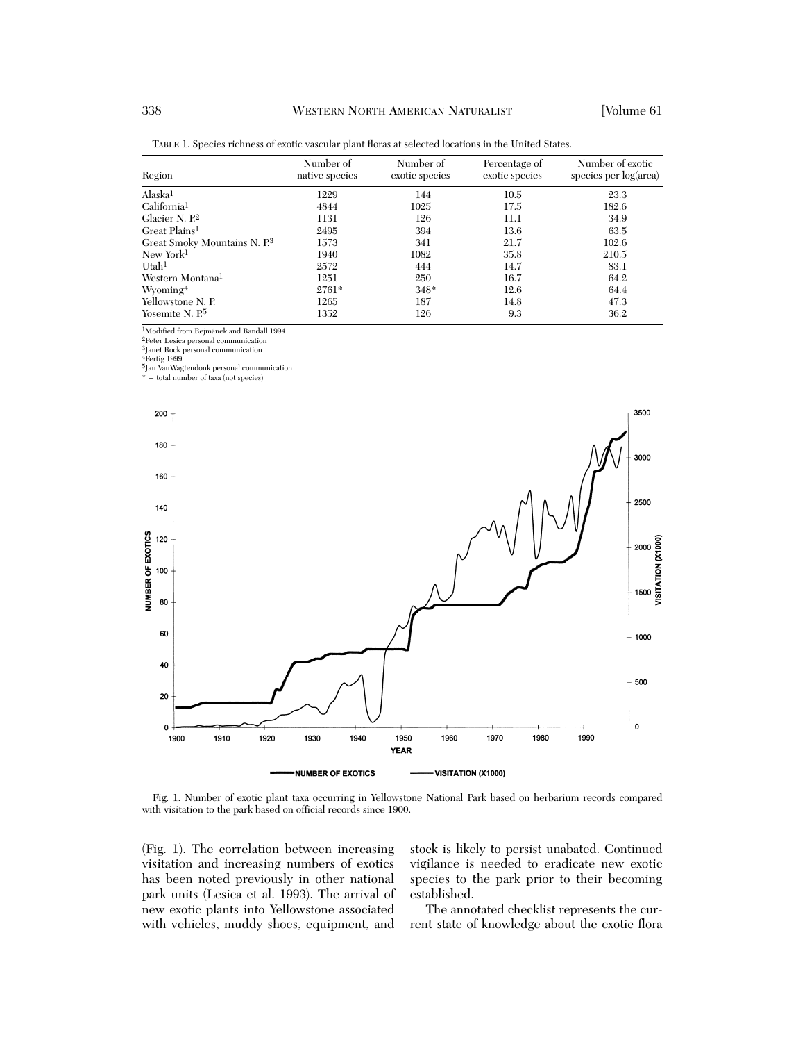TABLE 1. Species richness of exotic vascular plant floras at selected locations in the United States.

| Region | Number of native species | Number of exotic species | Percentage of exotic species | Number of exotic species per log(area) |
|---|---|---|---|---|
| Alaska[1] | 1229 | 144 | 10.5 | 23.3 |
| California[1] | 4844 | 1025 | 17.5 | 182.6 |
| Glacier N. P.[2] | 1131 | 126 | 11.1 | 34.9 |
| Great Plains[1] | 2495 | 394 | 13.6 | 63.5 |
| Great Smoky Mountains N. P.[3] | 1573 | 341 | 21.7 | 102.6 |
| New York[1] | 1940 | 1082 | 35.8 | 210.5 |
| Utah[1] | 2572 | 444 | 14.7 | 83.1 |
| Western Montana[1] | 1251 | 250 | 16.7 | 64.2 |
| Wyoming[4] | 2761* | 348* | 12.6 | 64.4 |
| Yellowstone N. P. | 1265 | 187 | 14.8 | 47.3 |
| Yosemite N. P.[5] | 1352 | 126 | 9.3 | 36.2 |

[1]Modified from Rejmánek and Randall 1994
[2]Peter Lesica personal communication
[3]Janet Rock personal communication
[4]Fertig 1999
[5]Jan VanWagtendonk personal communication
* = total number of taxa (not species)

Fig. 1. Number of exotic plant taxa occurring in Yellowstone National Park based on herbarium records compared with visitation to the park based on official records since 1900.

(Fig. 1). The correlation between increasing visitation and increasing numbers of exotics has been noted previously in other national park units (Lesica et al. 1993). The arrival of new exotic plants into Yellowstone associated with vehicles, muddy shoes, equipment, and stock is likely to persist unabated. Continued vigilance is needed to eradicate new exotic species to the park prior to their becoming established.

The annotated checklist represents the current state of knowledge about the exotic flora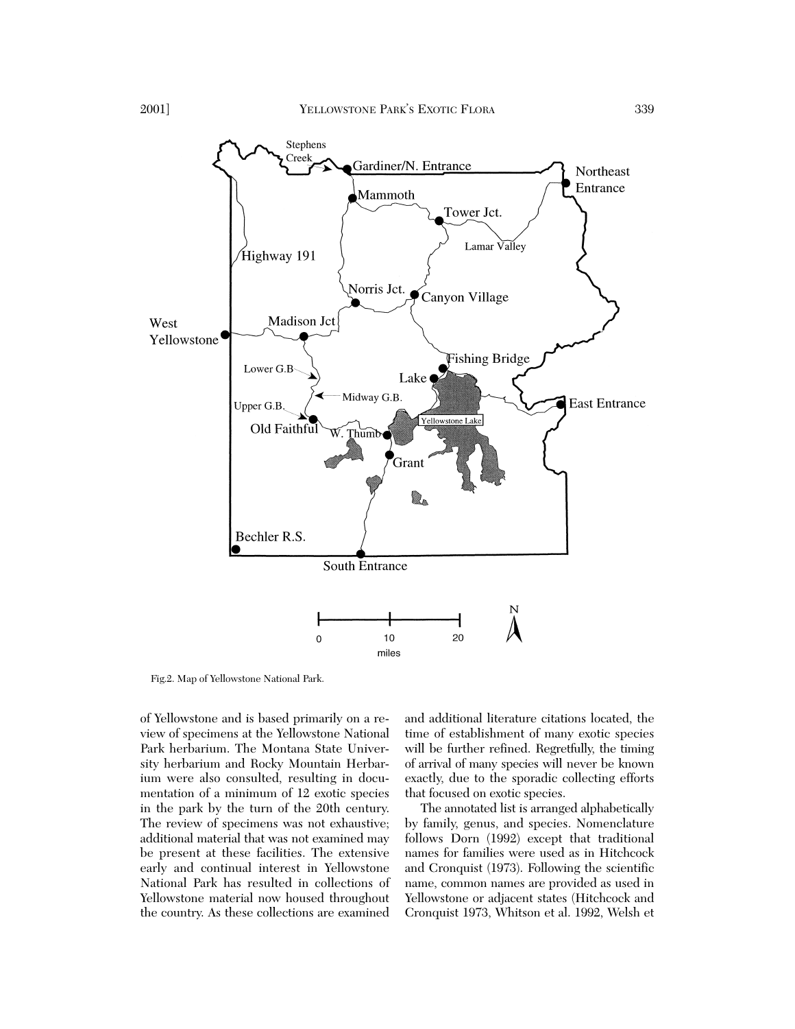Fig.2. Map of Yellowstone National Park.

of Yellowstone and is based primarily on a review of specimens at the Yellowstone National Park herbarium. The Montana State University herbarium and Rocky Mountain Herbarium were also consulted, resulting in documentation of a minimum of 12 exotic species in the park by the turn of the 20th century. The review of specimens was not exhaustive; additional material that was not examined may be present at these facilities. The extensive early and continual interest in Yellowstone National Park has resulted in collections of Yellowstone material now housed throughout the country. As these collections are examined and additional literature citations located, the time of establishment of many exotic species will be further refined. Regretfully, the timing of arrival of many species will never be known exactly, due to the sporadic collecting efforts that focused on exotic species.

The annotated list is arranged alphabetically by family, genus, and species. Nomenclature follows Dorn (1992) except that traditional names for families were used as in Hitchcock and Cronquist (1973). Following the scientific name, common names are provided as used in Yellowstone or adjacent states (Hitchcock and Cronquist 1973, Whitson et al. 1992, Welsh et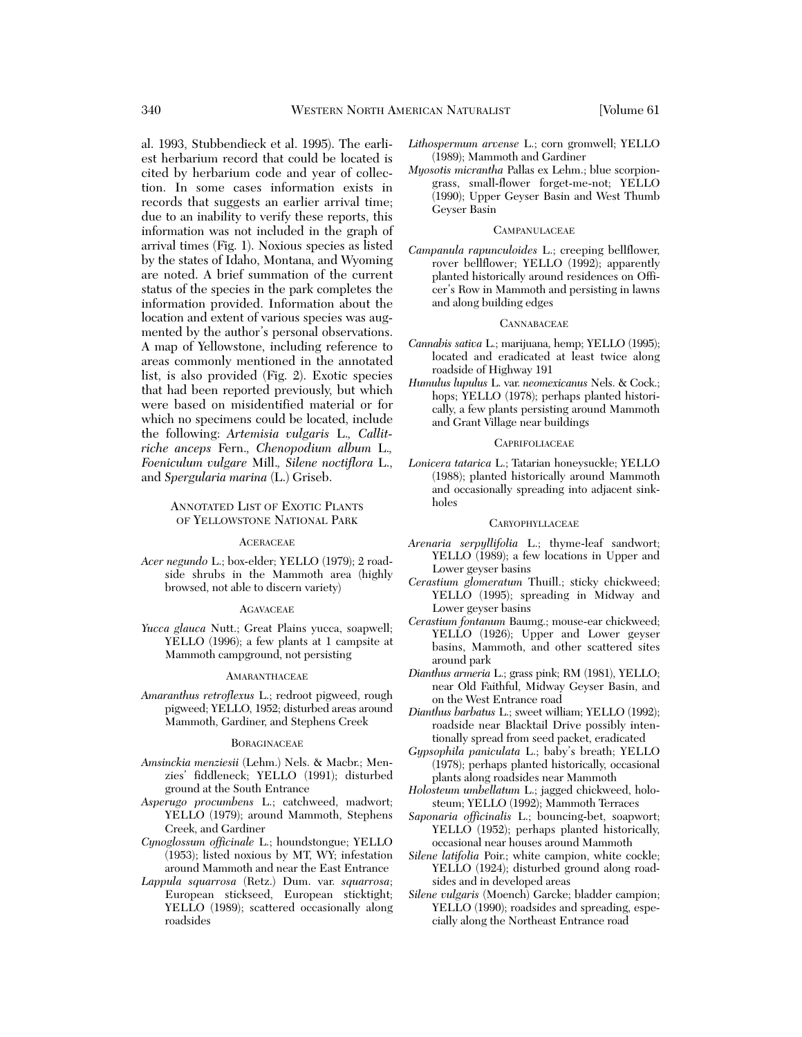al. 1993, Stubbendieck et al. 1995). The earliest herbarium record that could be located is cited by herbarium code and year of collection. In some cases information exists in records that suggests an earlier arrival time; due to an inability to verify these reports, this information was not included in the graph of arrival times (Fig. 1). Noxious species as listed by the states of Idaho, Montana, and Wyoming are noted. A brief summation of the current status of the species in the park completes the information provided. Information about the location and extent of various species was augmented by the author's personal observations. A map of Yellowstone, including reference to areas commonly mentioned in the annotated list, is also provided (Fig. 2). Exotic species that had been reported previously, but which were based on misidentified material or for which no specimens could be located, include the following: *Artemisia vulgaris* L., *Callitriche anceps* Fern., *Chenopodium album* L., *Foeniculum vulgare* Mill., *Silene noctiflora* L., and *Spergularia marina* (L.) Griseb.

## Annotated List of Exotic Plants of Yellowstone National Park

### Aceraceae

*Acer negundo* L.; box-elder; YELLO (1979); 2 roadside shrubs in the Mammoth area (highly browsed, not able to discern variety)

### Agavaceae

*Yucca glauca* Nutt.; Great Plains yucca, soapwell; YELLO (1996); a few plants at 1 campsite at Mammoth campground, not persisting

### Amaranthaceae

*Amaranthus retroflexus* L.; redroot pigweed, rough pigweed; YELLO, 1952; disturbed areas around Mammoth, Gardiner, and Stephens Creek

### Boraginaceae

*Amsinckia menziesii* (Lehm.) Nels. & Macbr.; Menzies' fiddleneck; YELLO (1991); disturbed ground at the South Entrance

*Asperugo procumbens* L.; catchweed, madwort; YELLO (1979); around Mammoth, Stephens Creek, and Gardiner

*Cynoglossum officinale* L.; houndstongue; YELLO (1953); listed noxious by MT, WY; infestation around Mammoth and near the East Entrance

*Lappula squarrosa* (Retz.) Dum. var. *squarrosa*; European stickseed, European sticktight; YELLO (1989); scattered occasionally along roadsides

*Lithospermum arvense* L.; corn gromwell; YELLO (1989); Mammoth and Gardiner

*Myosotis micrantha* Pallas ex Lehm.; blue scorpion-grass, small-flower forget-me-not; YELLO (1990); Upper Geyser Basin and West Thumb Geyser Basin

### Campanulaceae

*Campanula rapunculoides* L.; creeping bellflower, rover bellflower; YELLO (1992); apparently planted historically around residences on Officer's Row in Mammoth and persisting in lawns and along building edges

### Cannabaceae

*Cannabis sativa* L.; marijuana, hemp; YELLO (1995); located and eradicated at least twice along roadside of Highway 191

*Humulus lupulus* L. var. *neomexicanus* Nels. & Cock.; hops; YELLO (1978); perhaps planted historically, a few plants persisting around Mammoth and Grant Village near buildings

### Caprifoliaceae

*Lonicera tatarica* L.; Tatarian honeysuckle; YELLO (1988); planted historically around Mammoth and occasionally spreading into adjacent sinkholes

### Caryophyllaceae

*Arenaria serpyllifolia* L.; thyme-leaf sandwort; YELLO (1989); a few locations in Upper and Lower geyser basins

*Cerastium glomeratum* Thuill.; sticky chickweed; YELLO (1995); spreading in Midway and Lower geyser basins

*Cerastium fontanum* Baumg.; mouse-ear chickweed; YELLO (1926); Upper and Lower geyser basins, Mammoth, and other scattered sites around park

*Dianthus armeria* L.; grass pink; RM (1981), YELLO; near Old Faithful, Midway Geyser Basin, and on the West Entrance road

*Dianthus barbatus* L.; sweet william; YELLO (1992); roadside near Blacktail Drive possibly intentionally spread from seed packet, eradicated

*Gypsophila paniculata* L.; baby's breath; YELLO (1978); perhaps planted historically, occasional plants along roadsides near Mammoth

*Holosteum umbellatum* L.; jagged chickweed, holosteum; YELLO (1992); Mammoth Terraces

*Saponaria officinalis* L.; bouncing-bet, soapwort; YELLO (1952); perhaps planted historically, occasional near houses around Mammoth

*Silene latifolia* Poir.; white campion, white cockle; YELLO (1924); disturbed ground along roadsides and in developed areas

*Silene vulgaris* (Moench) Garcke; bladder campion; YELLO (1990); roadsides and spreading, especially along the Northeast Entrance road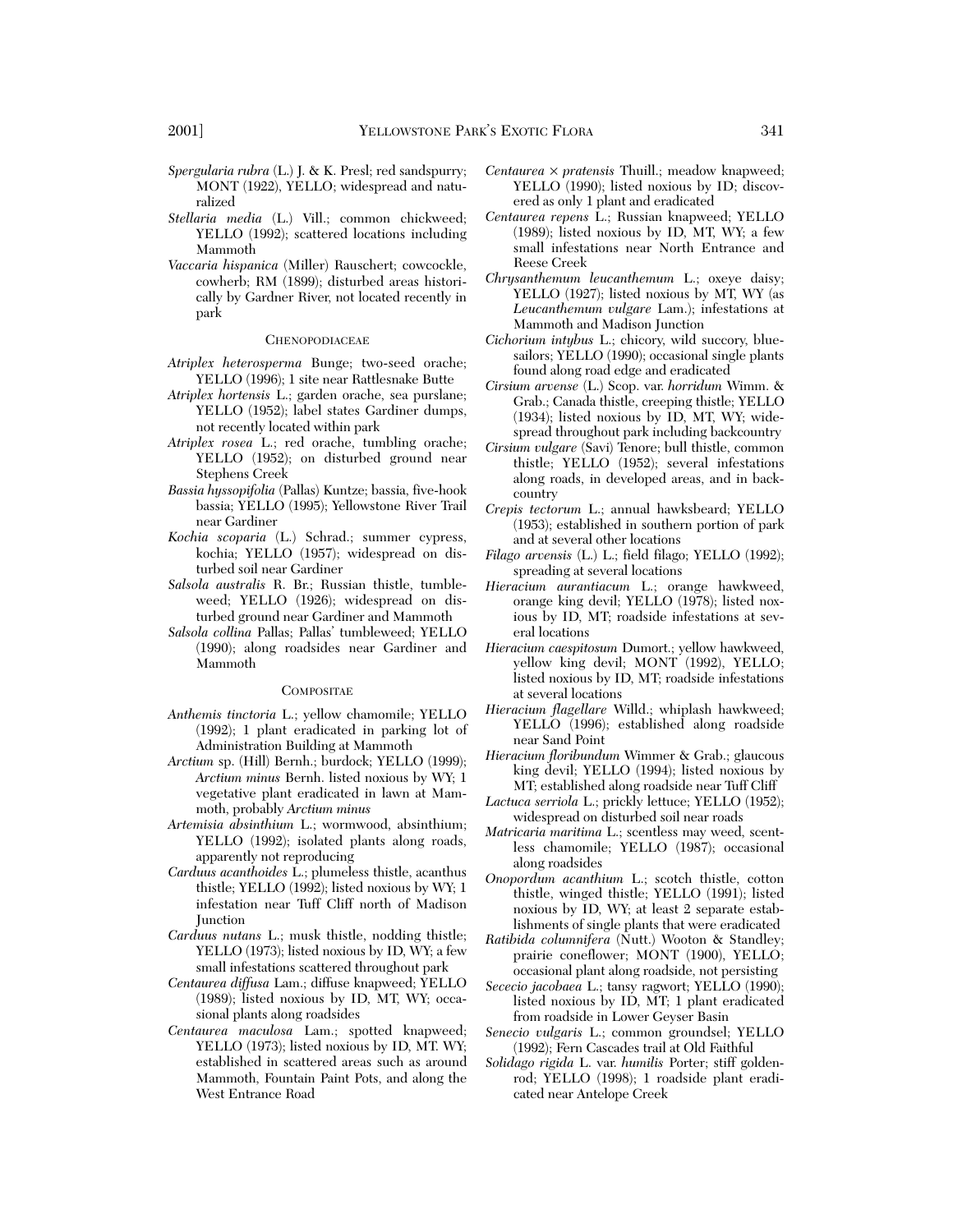*Spergularia rubra* (L.) J. & K. Presl; red sandspurry; MONT (1922), YELLO; widespread and naturalized

*Stellaria media* (L.) Vill.; common chickweed; YELLO (1992); scattered locations including Mammoth

*Vaccaria hispanica* (Miller) Rauschert; cowcockle, cowherb; RM (1899); disturbed areas historically by Gardner River, not located recently in park

CHENOPODIACEAE

*Atriplex heterosperma* Bunge; two-seed orache; YELLO (1996); 1 site near Rattlesnake Butte

*Atriplex hortensis* L.; garden orache, sea purslane; YELLO (1952); label states Gardiner dumps, not recently located within park

*Atriplex rosea* L.; red orache, tumbling orache; YELLO (1952); on disturbed ground near Stephens Creek

*Bassia hyssopifolia* (Pallas) Kuntze; bassia, five-hook bassia; YELLO (1995); Yellowstone River Trail near Gardiner

*Kochia scoparia* (L.) Schrad.; summer cypress, kochia; YELLO (1957); widespread on disturbed soil near Gardiner

*Salsola australis* R. Br.; Russian thistle, tumbleweed; YELLO (1926); widespread on disturbed ground near Gardiner and Mammoth

*Salsola collina* Pallas; Pallas' tumbleweed; YELLO (1990); along roadsides near Gardiner and Mammoth

COMPOSITAE

*Anthemis tinctoria* L.; yellow chamomile; YELLO (1992); 1 plant eradicated in parking lot of Administration Building at Mammoth

*Arctium* sp. (Hill) Bernh.; burdock; YELLO (1999); *Arctium minus* Bernh. listed noxious by WY; 1 vegetative plant eradicated in lawn at Mammoth, probably *Arctium minus*

*Artemisia absinthium* L.; wormwood, absinthium; YELLO (1992); isolated plants along roads, apparently not reproducing

*Carduus acanthoides* L.; plumeless thistle, acanthus thistle; YELLO (1992); listed noxious by WY; 1 infestation near Tuff Cliff north of Madison Junction

*Carduus nutans* L.; musk thistle, nodding thistle; YELLO (1973); listed noxious by ID, WY; a few small infestations scattered throughout park

*Centaurea diffusa* Lam.; diffuse knapweed; YELLO (1989); listed noxious by ID, MT, WY; occasional plants along roadsides

*Centaurea maculosa* Lam.; spotted knapweed; YELLO (1973); listed noxious by ID, MT. WY; established in scattered areas such as around Mammoth, Fountain Paint Pots, and along the West Entrance Road

*Centaurea* × *pratensis* Thuill.; meadow knapweed; YELLO (1990); listed noxious by ID; discovered as only 1 plant and eradicated

*Centaurea repens* L.; Russian knapweed; YELLO (1989); listed noxious by ID, MT, WY; a few small infestations near North Entrance and Reese Creek

*Chrysanthemum leucanthemum* L.; oxeye daisy; YELLO (1927); listed noxious by MT, WY (as *Leucanthemum vulgare* Lam.); infestations at Mammoth and Madison Junction

*Cichorium intybus* L.; chicory, wild succory, bluesailors; YELLO (1990); occasional single plants found along road edge and eradicated

*Cirsium arvense* (L.) Scop. var. *horridum* Wimm. & Grab.; Canada thistle, creeping thistle; YELLO (1934); listed noxious by ID, MT, WY; widespread throughout park including backcountry

*Cirsium vulgare* (Savi) Tenore; bull thistle, common thistle; YELLO (1952); several infestations along roads, in developed areas, and in backcountry

*Crepis tectorum* L.; annual hawksbeard; YELLO (1953); established in southern portion of park and at several other locations

*Filago arvensis* (L.) L.; field filago; YELLO (1992); spreading at several locations

*Hieracium aurantiacum* L.; orange hawkweed, orange king devil; YELLO (1978); listed noxious by ID, MT; roadside infestations at several locations

*Hieracium caespitosum* Dumort.; yellow hawkweed, yellow king devil; MONT (1992), YELLO; listed noxious by ID, MT; roadside infestations at several locations

*Hieracium flagellare* Willd.; whiplash hawkweed; YELLO (1996); established along roadside near Sand Point

*Hieracium floribundum* Wimmer & Grab.; glaucous king devil; YELLO (1994); listed noxious by MT; established along roadside near Tuff Cliff

*Lactuca serriola* L.; prickly lettuce; YELLO (1952); widespread on disturbed soil near roads

*Matricaria maritima* L.; scentless may weed, scentless chamomile; YELLO (1987); occasional along roadsides

*Onopordum acanthium* L.; scotch thistle, cotton thistle, winged thistle; YELLO (1991); listed noxious by ID, WY; at least 2 separate establishments of single plants that were eradicated

*Ratibida columnifera* (Nutt.) Wooton & Standley; prairie coneflower; MONT (1900), YELLO; occasional plant along roadside, not persisting

*Sececio jacobaea* L.; tansy ragwort; YELLO (1990); listed noxious by ID, MT; 1 plant eradicated from roadside in Lower Geyser Basin

*Senecio vulgaris* L.; common groundsel; YELLO (1992); Fern Cascades trail at Old Faithful

*Solidago rigida* L. var. *humilis* Porter; stiff goldenrod; YELLO (1998); 1 roadside plant eradicated near Antelope Creek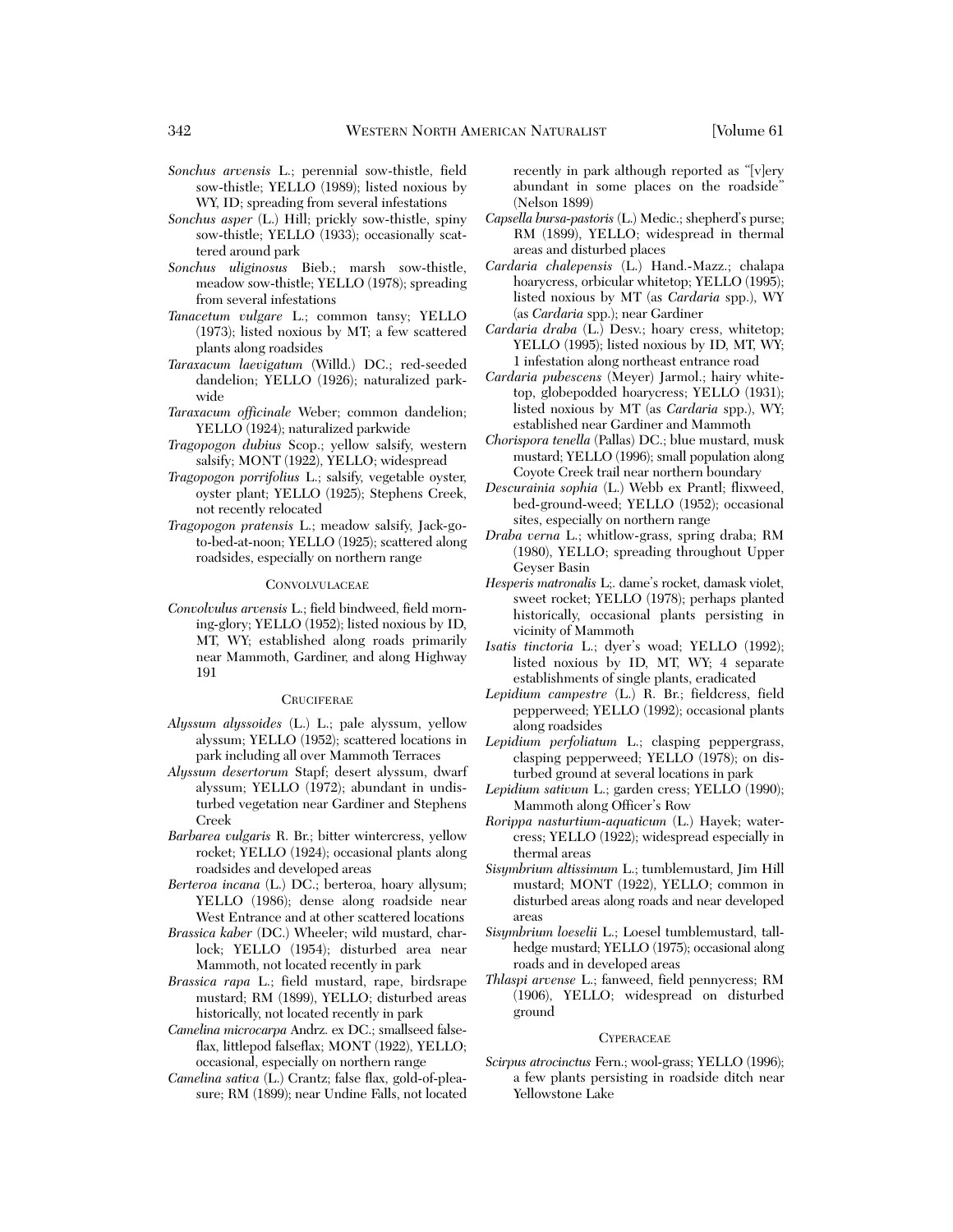*Sonchus arvensis* L.; perennial sow-thistle, field sow-thistle; YELLO (1989); listed noxious by WY, ID; spreading from several infestations

*Sonchus asper* (L.) Hill; prickly sow-thistle, spiny sow-thistle; YELLO (1933); occasionally scattered around park

*Sonchus uliginosus* Bieb.; marsh sow-thistle, meadow sow-thistle; YELLO (1978); spreading from several infestations

*Tanacetum vulgare* L.; common tansy; YELLO (1973); listed noxious by MT; a few scattered plants along roadsides

*Taraxacum laevigatum* (Willd.) DC.; red-seeded dandelion; YELLO (1926); naturalized parkwide

*Taraxacum officinale* Weber; common dandelion; YELLO (1924); naturalized parkwide

*Tragopogon dubius* Scop.; yellow salsify, western salsify; MONT (1922), YELLO; widespread

*Tragopogon porrifolius* L.; salsify, vegetable oyster, oyster plant; YELLO (1925); Stephens Creek, not recently relocated

*Tragopogon pratensis* L.; meadow salsify, Jack-go-to-bed-at-noon; YELLO (1925); scattered along roadsides, especially on northern range

### Convolvulaceae

*Convolvulus arvensis* L.; field bindweed, field morning-glory; YELLO (1952); listed noxious by ID, MT, WY; established along roads primarily near Mammoth, Gardiner, and along Highway 191

### Cruciferae

*Alyssum alyssoides* (L.) L.; pale alyssum, yellow alyssum; YELLO (1952); scattered locations in park including all over Mammoth Terraces

*Alyssum desertorum* Stapf; desert alyssum, dwarf alyssum; YELLO (1972); abundant in undisturbed vegetation near Gardiner and Stephens Creek

*Barbarea vulgaris* R. Br.; bitter wintercress, yellow rocket; YELLO (1924); occasional plants along roadsides and developed areas

*Berteroa incana* (L.) DC.; berteroa, hoary allysum; YELLO (1986); dense along roadside near West Entrance and at other scattered locations

*Brassica kaber* (DC.) Wheeler; wild mustard, charlock; YELLO (1954); disturbed area near Mammoth, not located recently in park

*Brassica rapa* L.; field mustard, rape, birdsrape mustard; RM (1899), YELLO; disturbed areas historically, not located recently in park

*Camelina microcarpa* Andrz. ex DC.; smallseed falseflax, littlepod falseflax; MONT (1922), YELLO; occasional, especially on northern range

*Camelina sativa* (L.) Crantz; false flax, gold-of-pleasure; RM (1899); near Undine Falls, not located recently in park although reported as "[v]ery abundant in some places on the roadside" (Nelson 1899)

*Capsella bursa-pastoris* (L.) Medic.; shepherd's purse; RM (1899), YELLO; widespread in thermal areas and disturbed places

*Cardaria chalepensis* (L.) Hand.-Mazz.; chalapa hoarycress, orbicular whitetop; YELLO (1995); listed noxious by MT (as *Cardaria* spp.), WY (as *Cardaria* spp.); near Gardiner

*Cardaria draba* (L.) Desv.; hoary cress, whitetop; YELLO (1995); listed noxious by ID, MT, WY; 1 infestation along northeast entrance road

*Cardaria pubescens* (Meyer) Jarmol.; hairy whitetop, globepodded hoarycress; YELLO (1931); listed noxious by MT (as *Cardaria* spp.), WY; established near Gardiner and Mammoth

*Chorispora tenella* (Pallas) DC.; blue mustard, musk mustard; YELLO (1996); small population along Coyote Creek trail near northern boundary

*Descurainia sophia* (L.) Webb ex Prantl; flixweed, bed-ground-weed; YELLO (1952); occasional sites, especially on northern range

*Draba verna* L.; whitlow-grass, spring draba; RM (1980), YELLO; spreading throughout Upper Geyser Basin

*Hesperis matronalis* L;. dame's rocket, damask violet, sweet rocket; YELLO (1978); perhaps planted historically, occasional plants persisting in vicinity of Mammoth

*Isatis tinctoria* L.; dyer's woad; YELLO (1992); listed noxious by ID, MT, WY; 4 separate establishments of single plants, eradicated

*Lepidium campestre* (L.) R. Br.; fieldcress, field pepperweed; YELLO (1992); occasional plants along roadsides

*Lepidium perfoliatum* L.; clasping peppergrass, clasping pepperweed; YELLO (1978); on disturbed ground at several locations in park

*Lepidium sativum* L.; garden cress; YELLO (1990); Mammoth along Officer's Row

*Rorippa nasturtium-aquaticum* (L.) Hayek; watercress; YELLO (1922); widespread especially in thermal areas

*Sisymbrium altissimum* L.; tumblemustard, Jim Hill mustard; MONT (1922), YELLO; common in disturbed areas along roads and near developed areas

*Sisymbrium loeselii* L.; Loesel tumblemustard, tall-hedge mustard; YELLO (1975); occasional along roads and in developed areas

*Thlaspi arvense* L.; fanweed, field pennycress; RM (1906), YELLO; widespread on disturbed ground

### Cyperaceae

*Scirpus atrocinctus* Fern.; wool-grass; YELLO (1996); a few plants persisting in roadside ditch near Yellowstone Lake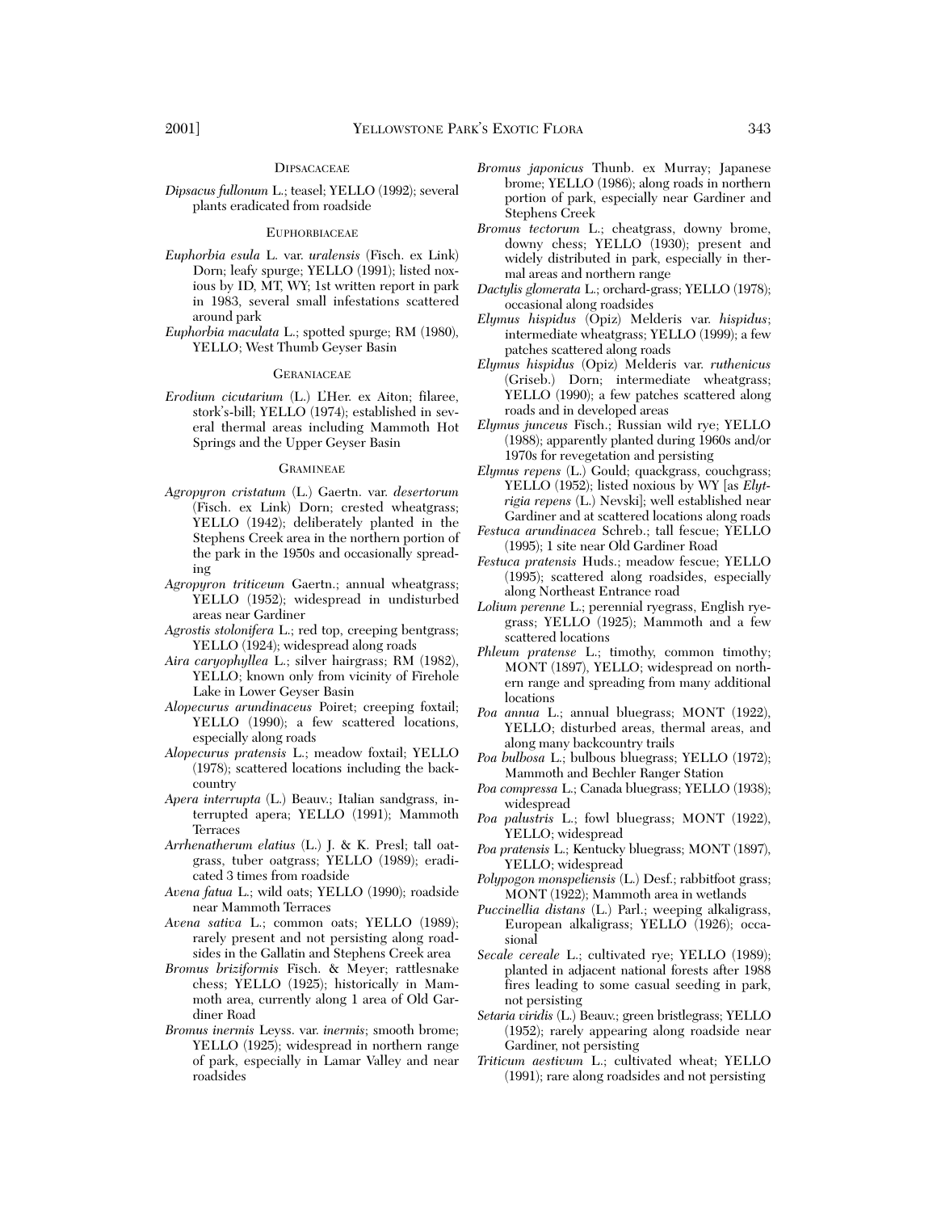### Dipsacaceae

*Dipsacus fullonum* L.; teasel; YELLO (1992); several plants eradicated from roadside

### Euphorbiaceae

*Euphorbia esula* L. var. *uralensis* (Fisch. ex Link) Dorn; leafy spurge; YELLO (1991); listed noxious by ID, MT, WY; 1st written report in park in 1983, several small infestations scattered around park

*Euphorbia maculata* L.; spotted spurge; RM (1980), YELLO; West Thumb Geyser Basin

### Geraniaceae

*Erodium cicutarium* (L.) L'Her. ex Aiton; filaree, stork's-bill; YELLO (1974); established in several thermal areas including Mammoth Hot Springs and the Upper Geyser Basin

### Gramineae

*Agropyron cristatum* (L.) Gaertn. var. *desertorum* (Fisch. ex Link) Dorn; crested wheatgrass; YELLO (1942); deliberately planted in the Stephens Creek area in the northern portion of the park in the 1950s and occasionally spreading

*Agropyron triticeum* Gaertn.; annual wheatgrass; YELLO (1952); widespread in undisturbed areas near Gardiner

*Agrostis stolonifera* L.; red top, creeping bentgrass; YELLO (1924); widespread along roads

*Aira caryophyllea* L.; silver hairgrass; RM (1982), YELLO; known only from vicinity of Firehole Lake in Lower Geyser Basin

*Alopecurus arundinaceus* Poiret; creeping foxtail; YELLO (1990); a few scattered locations, especially along roads

*Alopecurus pratensis* L.; meadow foxtail; YELLO (1978); scattered locations including the backcountry

*Apera interrupta* (L.) Beauv.; Italian sandgrass, interrupted apera; YELLO (1991); Mammoth Terraces

*Arrhenatherum elatius* (L.) J. & K. Presl; tall oatgrass, tuber oatgrass; YELLO (1989); eradicated 3 times from roadside

*Avena fatua* L.; wild oats; YELLO (1990); roadside near Mammoth Terraces

*Avena sativa* L.; common oats; YELLO (1989); rarely present and not persisting along roadsides in the Gallatin and Stephens Creek area

*Bromus briziformis* Fisch. & Meyer; rattlesnake chess; YELLO (1925); historically in Mammoth area, currently along 1 area of Old Gardiner Road

*Bromus inermis* Leyss. var. *inermis*; smooth brome; YELLO (1925); widespread in northern range of park, especially in Lamar Valley and near roadsides

*Bromus japonicus* Thunb. ex Murray; Japanese brome; YELLO (1986); along roads in northern portion of park, especially near Gardiner and Stephens Creek

*Bromus tectorum* L.; cheatgrass, downy brome, downy chess; YELLO (1930); present and widely distributed in park, especially in thermal areas and northern range

*Dactylis glomerata* L.; orchard-grass; YELLO (1978); occasional along roadsides

*Elymus hispidus* (Opiz) Melderis var. *hispidus*; intermediate wheatgrass; YELLO (1999); a few patches scattered along roads

*Elymus hispidus* (Opiz) Melderis var. *ruthenicus* (Griseb.) Dorn; intermediate wheatgrass; YELLO (1990); a few patches scattered along roads and in developed areas

*Elymus junceus* Fisch.; Russian wild rye; YELLO (1988); apparently planted during 1960s and/or 1970s for revegetation and persisting

*Elymus repens* (L.) Gould; quackgrass, couchgrass; YELLO (1952); listed noxious by WY [as *Elytrigia repens* (L.) Nevski]; well established near Gardiner and at scattered locations along roads

*Festuca arundinacea* Schreb.; tall fescue; YELLO (1995); 1 site near Old Gardiner Road

*Festuca pratensis* Huds.; meadow fescue; YELLO (1995); scattered along roadsides, especially along Northeast Entrance road

*Lolium perenne* L.; perennial ryegrass, English ryegrass; YELLO (1925); Mammoth and a few scattered locations

*Phleum pratense* L.; timothy, common timothy; MONT (1897), YELLO; widespread on northern range and spreading from many additional locations

*Poa annua* L.; annual bluegrass; MONT (1922), YELLO; disturbed areas, thermal areas, and along many backcountry trails

*Poa bulbosa* L.; bulbous bluegrass; YELLO (1972); Mammoth and Bechler Ranger Station

*Poa compressa* L.; Canada bluegrass; YELLO (1938); widespread

*Poa palustris* L.; fowl bluegrass; MONT (1922), YELLO; widespread

*Poa pratensis* L.; Kentucky bluegrass; MONT (1897), YELLO; widespread

*Polypogon monspeliensis* (L.) Desf.; rabbitfoot grass; MONT (1922); Mammoth area in wetlands

*Puccinellia distans* (L.) Parl.; weeping alkaligrass, European alkaligrass; YELLO (1926); occasional

*Secale cereale* L.; cultivated rye; YELLO (1989); planted in adjacent national forests after 1988 fires leading to some casual seeding in park, not persisting

*Setaria viridis* (L.) Beauv.; green bristlegrass; YELLO (1952); rarely appearing along roadside near Gardiner, not persisting

*Triticum aestivum* L.; cultivated wheat; YELLO (1991); rare along roadsides and not persisting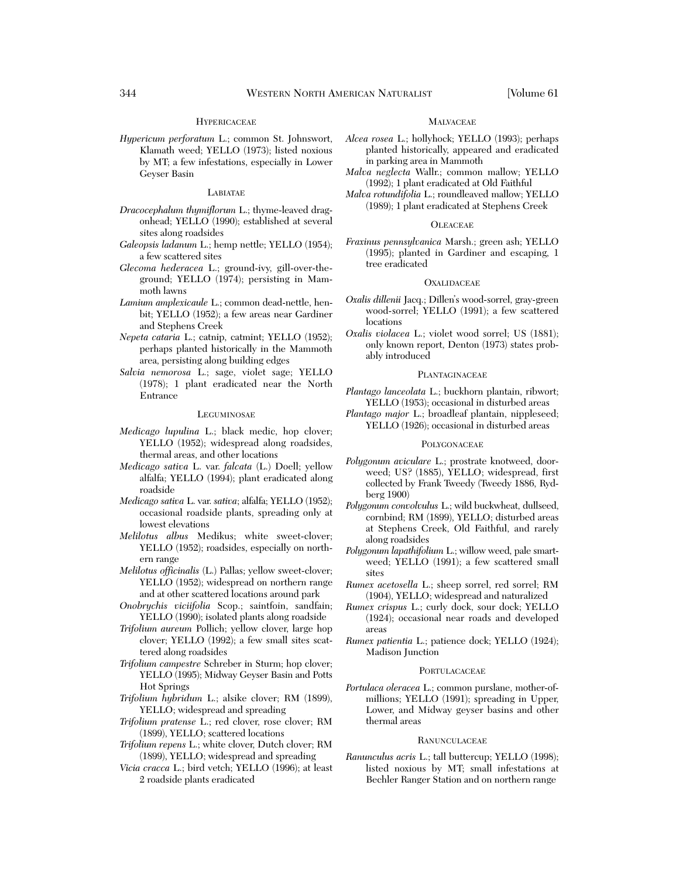### Hypericaceae

*Hypericum perforatum* L.; common St. Johnswort, Klamath weed; YELLO (1973); listed noxious by MT; a few infestations, especially in Lower Geyser Basin

### Labiatae

*Dracocephalum thymiflorum* L.; thyme-leaved dragonhead; YELLO (1990); established at several sites along roadsides

*Galeopsis ladanum* L.; hemp nettle; YELLO (1954); a few scattered sites

*Glecoma hederacea* L.; ground-ivy, gill-over-the-ground; YELLO (1974); persisting in Mammoth lawns

*Lamium amplexicaule* L.; common dead-nettle, henbit; YELLO (1952); a few areas near Gardiner and Stephens Creek

*Nepeta cataria* L.; catnip, catmint; YELLO (1952); perhaps planted historically in the Mammoth area, persisting along building edges

*Salvia nemorosa* L.; sage, violet sage; YELLO (1978); 1 plant eradicated near the North Entrance

### Leguminosae

*Medicago lupulina* L.; black medic, hop clover; YELLO (1952); widespread along roadsides, thermal areas, and other locations

*Medicago sativa* L. var. *falcata* (L.) Doell; yellow alfalfa; YELLO (1994); plant eradicated along roadside

*Medicago sativa* L. var. *sativa*; alfalfa; YELLO (1952); occasional roadside plants, spreading only at lowest elevations

*Melilotus albus* Medikus; white sweet-clover; YELLO (1952); roadsides, especially on northern range

*Melilotus officinalis* (L.) Pallas; yellow sweet-clover; YELLO (1952); widespread on northern range and at other scattered locations around park

*Onobrychis viciifolia* Scop.; saintfoin, sandfain; YELLO (1990); isolated plants along roadside

*Trifolium aureum* Pollich; yellow clover, large hop clover; YELLO (1992); a few small sites scattered along roadsides

*Trifolium campestre* Schreber in Sturm; hop clover; YELLO (1995); Midway Geyser Basin and Potts Hot Springs

*Trifolium hybridum* L.; alsike clover; RM (1899), YELLO; widespread and spreading

*Trifolium pratense* L.; red clover, rose clover; RM (1899), YELLO; scattered locations

*Trifolium repens* L.; white clover, Dutch clover; RM (1899), YELLO; widespread and spreading

*Vicia cracca* L.; bird vetch; YELLO (1996); at least 2 roadside plants eradicated

### Malvaceae

*Alcea rosea* L.; hollyhock; YELLO (1993); perhaps planted historically, appeared and eradicated in parking area in Mammoth

*Malva neglecta* Wallr.; common mallow; YELLO (1992); 1 plant eradicated at Old Faithful

*Malva rotundifolia* L.; roundleaved mallow; YELLO (1989); 1 plant eradicated at Stephens Creek

### Oleaceae

*Fraxinus pennsylvanica* Marsh.; green ash; YELLO (1995); planted in Gardiner and escaping, 1 tree eradicated

### Oxalidaceae

*Oxalis dillenii* Jacq.; Dillen's wood-sorrel, gray-green wood-sorrel; YELLO (1991); a few scattered locations

*Oxalis violacea* L.; violet wood sorrel; US (1881); only known report, Denton (1973) states probably introduced

### Plantaginaceae

*Plantago lanceolata* L.; buckhorn plantain, ribwort; YELLO (1953); occasional in disturbed areas

*Plantago major* L.; broadleaf plantain, nippleseed; YELLO (1926); occasional in disturbed areas

### Polygonaceae

*Polygonum aviculare* L.; prostrate knotweed, doorweed; US? (1885), YELLO; widespread, first collected by Frank Tweedy (Tweedy 1886, Rydberg 1900)

*Polygonum convolvulus* L.; wild buckwheat, dullseed, cornbind; RM (1899), YELLO; disturbed areas at Stephens Creek, Old Faithful, and rarely along roadsides

*Polygonum lapathifolium* L.; willow weed, pale smartweed; YELLO (1991); a few scattered small sites

*Rumex acetosella* L.; sheep sorrel, red sorrel; RM (1904), YELLO; widespread and naturalized

*Rumex crispus* L.; curly dock, sour dock; YELLO (1924); occasional near roads and developed areas

*Rumex patientia* L.; patience dock; YELLO (1924); Madison Junction

### Portulacaceae

*Portulaca oleracea* L.; common purslane, mother-of-millions; YELLO (1991); spreading in Upper, Lower, and Midway geyser basins and other thermal areas

### Ranunculaceae

*Ranunculus acris* L.; tall buttercup; YELLO (1998); listed noxious by MT; small infestations at Bechler Ranger Station and on northern range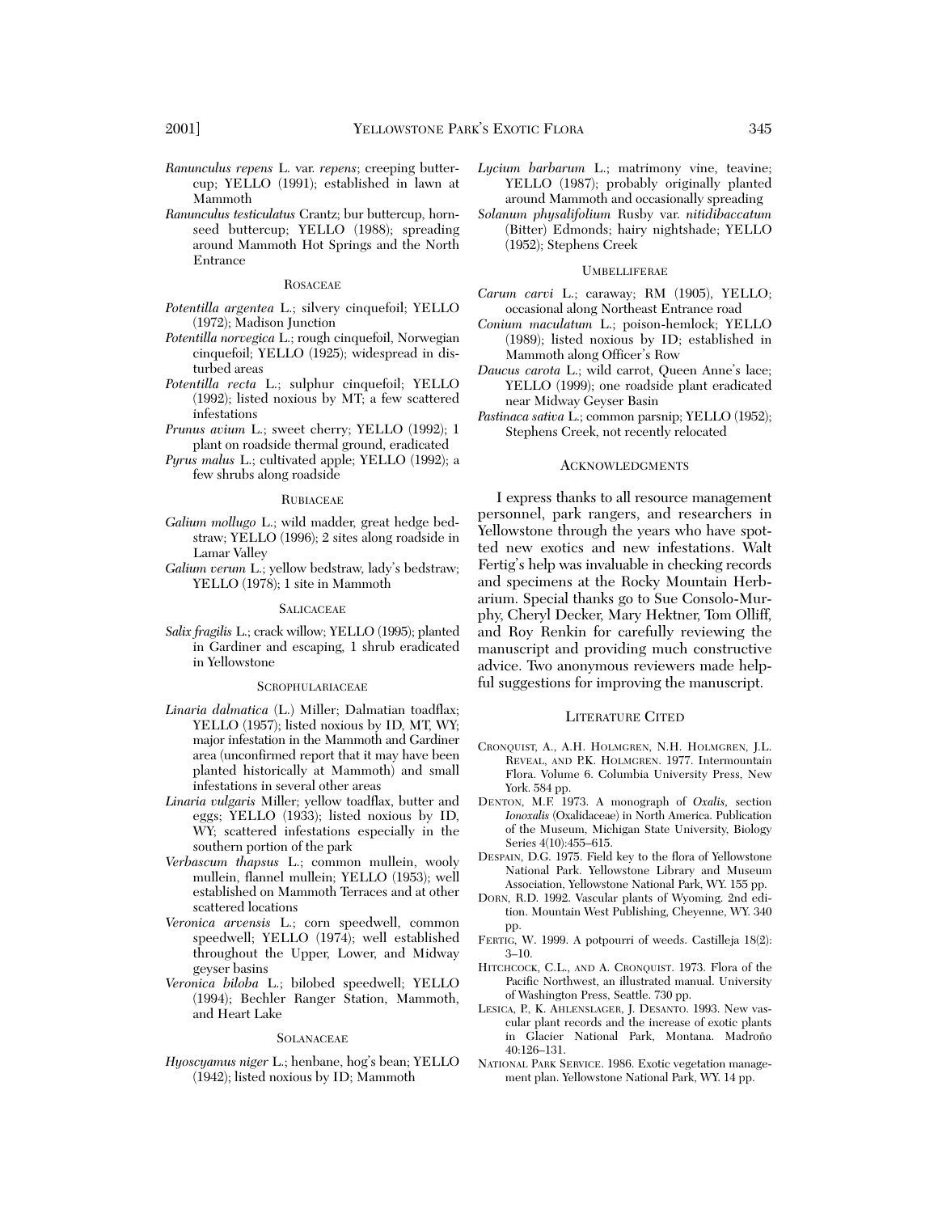*Ranunculus repens* L. var. *repens*; creeping buttercup; YELLO (1991); established in lawn at Mammoth

*Ranunculus testiculatus* Crantz; bur buttercup, hornseed buttercup; YELLO (1988); spreading around Mammoth Hot Springs and the North Entrance

### Rosaceae

*Potentilla argentea* L.; silvery cinquefoil; YELLO (1972); Madison Junction

*Potentilla norvegica* L.; rough cinquefoil, Norwegian cinquefoil; YELLO (1925); widespread in disturbed areas

*Potentilla recta* L.; sulphur cinquefoil; YELLO (1992); listed noxious by MT; a few scattered infestations

*Prunus avium* L.; sweet cherry; YELLO (1992); 1 plant on roadside thermal ground, eradicated

*Pyrus malus* L.; cultivated apple; YELLO (1992); a few shrubs along roadside

### Rubiaceae

*Galium mollugo* L.; wild madder, great hedge bedstraw; YELLO (1996); 2 sites along roadside in Lamar Valley

*Galium verum* L.; yellow bedstraw, lady's bedstraw; YELLO (1978); 1 site in Mammoth

### Salicaceae

*Salix fragilis* L.; crack willow; YELLO (1995); planted in Gardiner and escaping, 1 shrub eradicated in Yellowstone

### Scrophulariaceae

*Linaria dalmatica* (L.) Miller; Dalmatian toadflax; YELLO (1957); listed noxious by ID, MT, WY; major infestation in the Mammoth and Gardiner area (unconfirmed report that it may have been planted historically at Mammoth) and small infestations in several other areas

*Linaria vulgaris* Miller; yellow toadflax, butter and eggs; YELLO (1933); listed noxious by ID, WY; scattered infestations especially in the southern portion of the park

*Verbascum thapsus* L.; common mullein, wooly mullein, flannel mullein; YELLO (1953); well established on Mammoth Terraces and at other scattered locations

*Veronica arvensis* L.; corn speedwell, common speedwell; YELLO (1974); well established throughout the Upper, Lower, and Midway geyser basins

*Veronica biloba* L.; bilobed speedwell; YELLO (1994); Bechler Ranger Station, Mammoth, and Heart Lake

### Solanaceae

*Hyoscyamus niger* L.; henbane, hog's bean; YELLO (1942); listed noxious by ID; Mammoth

*Lycium barbarum* L.; matrimony vine, teavine; YELLO (1987); probably originally planted around Mammoth and occasionally spreading

*Solanum physalifolium* Rusby var. *nitidibaccatum* (Bitter) Edmonds; hairy nightshade; YELLO (1952); Stephens Creek

### Umbelliferae

*Carum carvi* L.; caraway; RM (1905), YELLO; occasional along Northeast Entrance road

*Conium maculatum* L.; poison-hemlock; YELLO (1989); listed noxious by ID; established in Mammoth along Officer's Row

*Daucus carota* L.; wild carrot, Queen Anne's lace; YELLO (1999); one roadside plant eradicated near Midway Geyser Basin

*Pastinaca sativa* L.; common parsnip; YELLO (1952); Stephens Creek, not recently relocated

## Acknowledgments

I express thanks to all resource management personnel, park rangers, and researchers in Yellowstone through the years who have spotted new exotics and new infestations. Walt Fertig's help was invaluable in checking records and specimens at the Rocky Mountain Herbarium. Special thanks go to Sue Consolo-Murphy, Cheryl Decker, Mary Hektner, Tom Olliff, and Roy Renkin for carefully reviewing the manuscript and providing much constructive advice. Two anonymous reviewers made helpful suggestions for improving the manuscript.

## Literature Cited

Cronquist, A., A.H. Holmgren, N.H. Holmgren, J.L. Reveal, and P.K. Holmgren. 1977. Intermountain Flora. Volume 6. Columbia University Press, New York. 584 pp.

Denton, M.F. 1973. A monograph of *Oxalis*, section *Ionoxalis* (Oxalidaceae) in North America. Publication of the Museum, Michigan State University, Biology Series 4(10):455–615.

Despain, D.G. 1975. Field key to the flora of Yellowstone National Park. Yellowstone Library and Museum Association, Yellowstone National Park, WY. 155 pp.

Dorn, R.D. 1992. Vascular plants of Wyoming. 2nd edition. Mountain West Publishing, Cheyenne, WY. 340 pp.

Fertig, W. 1999. A potpourri of weeds. Castilleja 18(2): 3–10.

Hitchcock, C.L., and A. Cronquist. 1973. Flora of the Pacific Northwest, an illustrated manual. University of Washington Press, Seattle. 730 pp.

Lesica, P., K. Ahlenslager, J. Desanto. 1993. New vascular plant records and the increase of exotic plants in Glacier National Park, Montana. Madroño 40:126–131.

National Park Service. 1986. Exotic vegetation management plan. Yellowstone National Park, WY. 14 pp.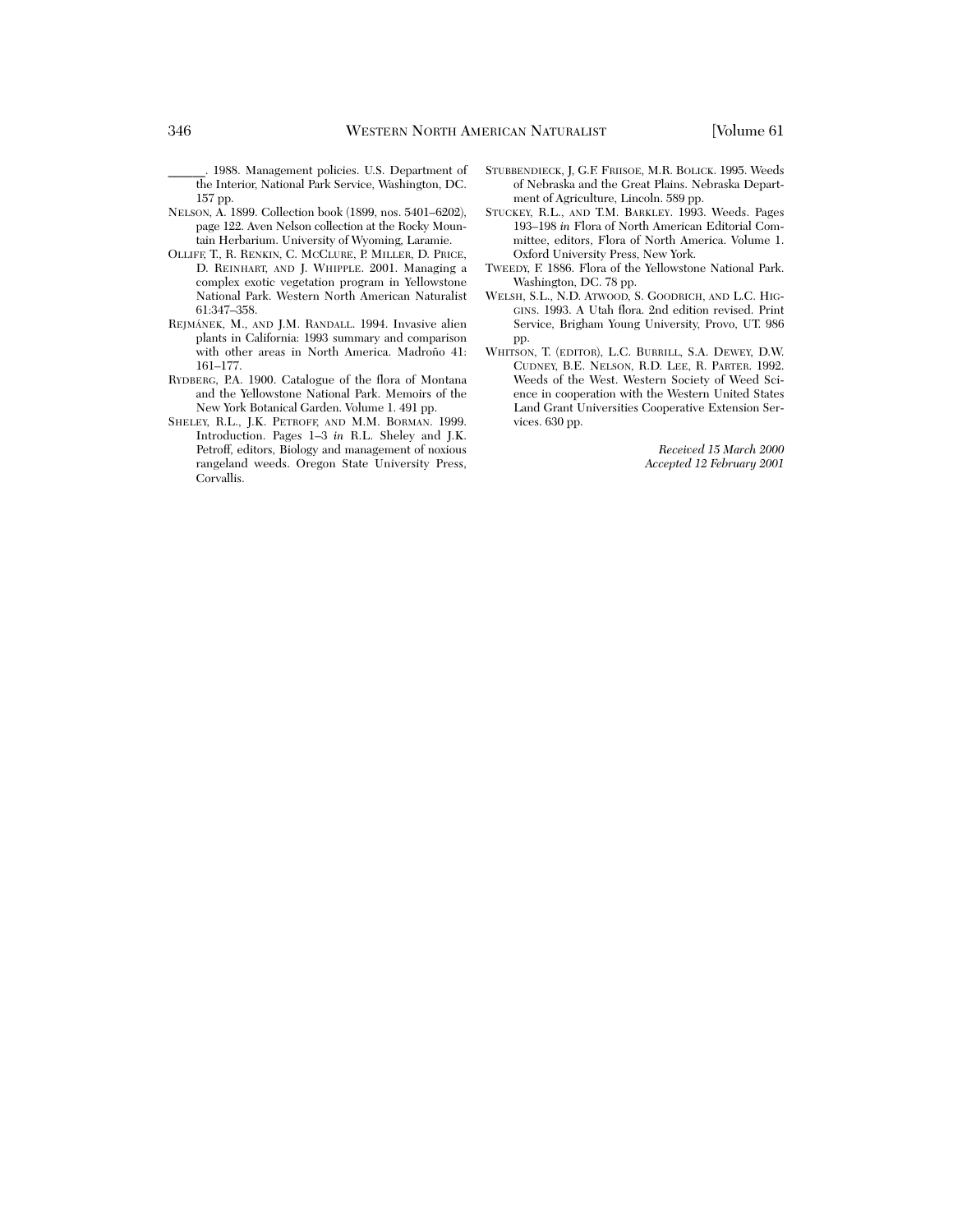______. 1988. Management policies. U.S. Department of the Interior, National Park Service, Washington, DC. 157 pp.

NELSON, A. 1899. Collection book (1899, nos. 5401–6202), page 122. Aven Nelson collection at the Rocky Mountain Herbarium. University of Wyoming, Laramie.

OLLIFF, T., R. RENKIN, C. MCCLURE, P. MILLER, D. PRICE, D. REINHART, AND J. WHIPPLE. 2001. Managing a complex exotic vegetation program in Yellowstone National Park. Western North American Naturalist 61:347–358.

REJMÁNEK, M., AND J.M. RANDALL. 1994. Invasive alien plants in California: 1993 summary and comparison with other areas in North America. Madroño 41: 161–177.

RYDBERG, P.A. 1900. Catalogue of the flora of Montana and the Yellowstone National Park. Memoirs of the New York Botanical Garden. Volume 1. 491 pp.

SHELEY, R.L., J.K. PETROFF, AND M.M. BORMAN. 1999. Introduction. Pages 1–3 *in* R.L. Sheley and J.K. Petroff, editors, Biology and management of noxious rangeland weeds. Oregon State University Press, Corvallis.

STUBBENDIECK, J, G.F. FRIISOE, M.R. BOLICK. 1995. Weeds of Nebraska and the Great Plains. Nebraska Department of Agriculture, Lincoln. 589 pp.

STUCKEY, R.L., AND T.M. BARKLEY. 1993. Weeds. Pages 193–198 *in* Flora of North American Editorial Committee, editors, Flora of North America. Volume 1. Oxford University Press, New York.

TWEEDY, F. 1886. Flora of the Yellowstone National Park. Washington, DC. 78 pp.

WELSH, S.L., N.D. ATWOOD, S. GOODRICH, AND L.C. HIGGINS. 1993. A Utah flora. 2nd edition revised. Print Service, Brigham Young University, Provo, UT. 986 pp.

WHITSON, T. (EDITOR), L.C. BURRILL, S.A. DEWEY, D.W. CUDNEY, B.E. NELSON, R.D. LEE, R. PARTER. 1992. Weeds of the West. Western Society of Weed Science in cooperation with the Western United States Land Grant Universities Cooperative Extension Services. 630 pp.

*Received 15 March 2000*
*Accepted 12 February 2001*